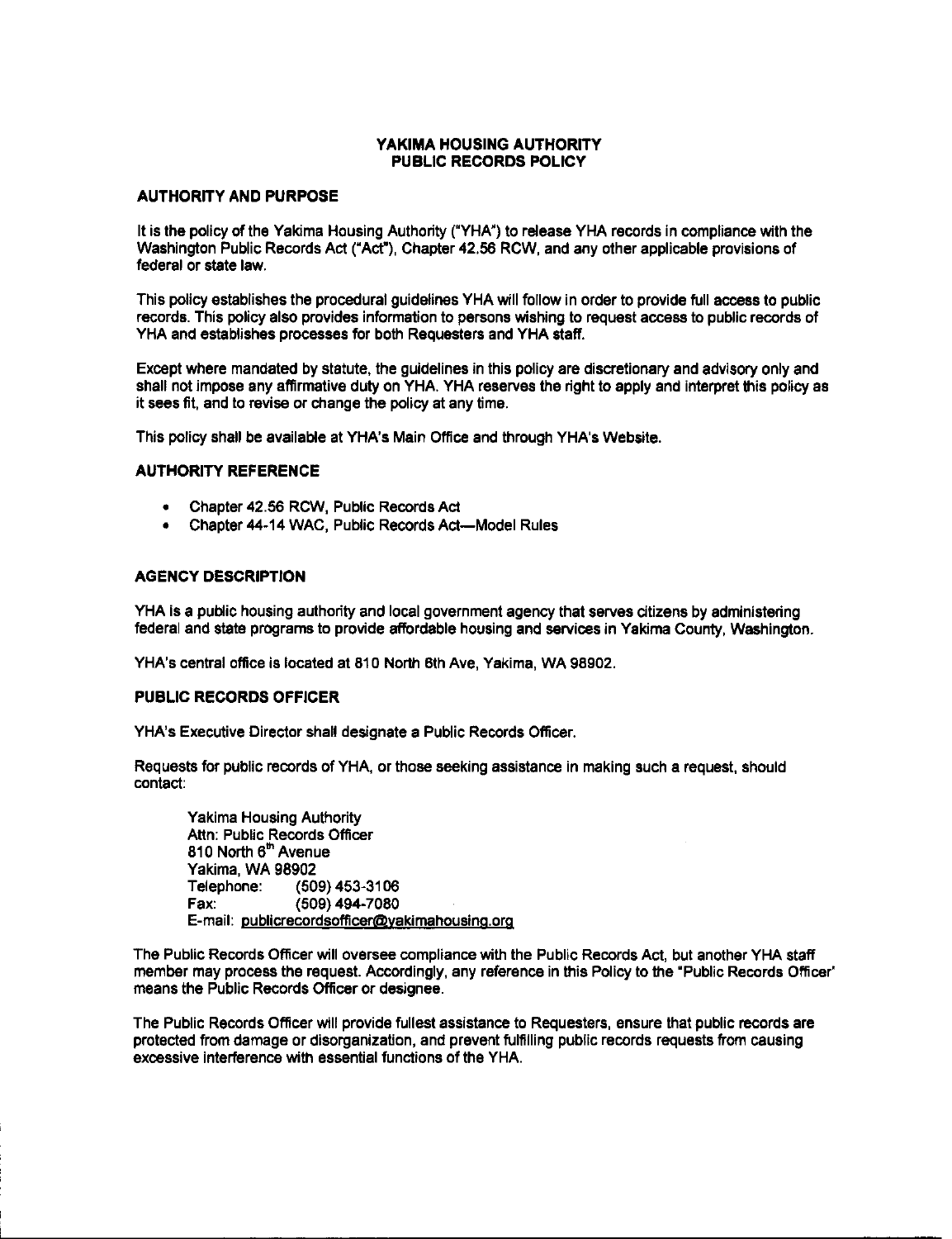# YAKIMA HOUSING AUTHORITY
# PUBLIC RECORDS POLICY

## AUTHORITY AND PURPOSE

It is the policy of the Yakima Housing Authority ("YHA") to release YHA records in compliance with the Washington Public Records Act ("Act"), Chapter 42.56 RCW, and any other applicable provisions of federal or state law.

This policy establishes the procedural guidelines YHA will follow in order to provide full access to public records. This policy also provides information to persons wishing to request access to public records of YHA and establishes processes for both Requesters and YHA staff.

Except where mandated by statute, the guidelines in this policy are discretionary and advisory only and shall not impose any affirmative duty on YHA. YHA reserves the right to apply and interpret this policy as it sees fit, and to revise or change the policy at any time.

This policy shall be available at YHA's Main Office and through YHA's Website.

## AUTHORITY REFERENCE

- Chapter 42.56 RCW, Public Records Act
- Chapter 44-14 WAC, Public Records Act—Model Rules

## AGENCY DESCRIPTION

YHA is a public housing authority and local government agency that serves citizens by administering federal and state programs to provide affordable housing and services in Yakima County, Washington.

YHA's central office is located at 810 North 6th Ave, Yakima, WA 98902.

## PUBLIC RECORDS OFFICER

YHA's Executive Director shall designate a Public Records Officer.

Requests for public records of YHA, or those seeking assistance in making such a request, should contact:

> Yakima Housing Authority
> Attn: Public Records Officer
> 810 North 6th Avenue
> Yakima, WA 98902
> Telephone: (509) 453-3106
> Fax: (509) 494-7080
> E-mail: publicrecordsofficer@yakimahousing.org

The Public Records Officer will oversee compliance with the Public Records Act, but another YHA staff member may process the request. Accordingly, any reference in this Policy to the "Public Records Officer" means the Public Records Officer or designee.

The Public Records Officer will provide fullest assistance to Requesters, ensure that public records are protected from damage or disorganization, and prevent fulfilling public records requests from causing excessive interference with essential functions of the YHA.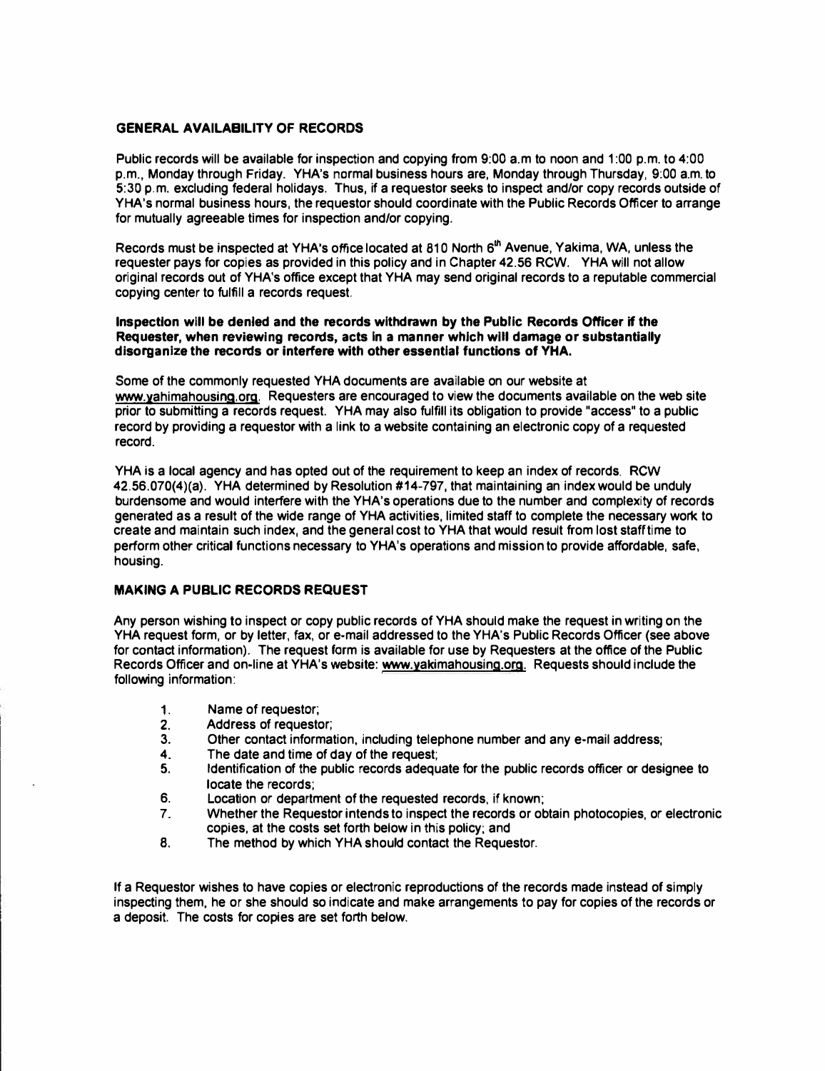## GENERAL AVAILABILITY OF RECORDS

Public records will be available for inspection and copying from 9:00 a.m to noon and 1:00 p.m. to 4:00 p.m., Monday through Friday. YHA's normal business hours are, Monday through Thursday, 9:00 a.m. to 5:30 p.m. excluding federal holidays. Thus, if a requestor seeks to inspect and/or copy records outside of YHA's normal business hours, the requestor should coordinate with the Public Records Officer to arrange for mutually agreeable times for inspection and/or copying.

Records must be inspected at YHA's office located at 810 North 6th Avenue, Yakima, WA, unless the requester pays for copies as provided in this policy and in Chapter 42.56 RCW. YHA will not allow original records out of YHA's office except that YHA may send original records to a reputable commercial copying center to fulfill a records request.

**Inspection will be denied and the records withdrawn by the Public Records Officer if the Requester, when reviewing records, acts in a manner which will damage or substantially disorganize the records or interfere with other essential functions of YHA.**

Some of the commonly requested YHA documents are available on our website at www.yahimahousing.org. Requesters are encouraged to view the documents available on the web site prior to submitting a records request. YHA may also fulfill its obligation to provide "access" to a public record by providing a requestor with a link to a website containing an electronic copy of a requested record.

YHA is a local agency and has opted out of the requirement to keep an index of records. RCW 42.56.070(4)(a). YHA determined by Resolution #14-797, that maintaining an index would be unduly burdensome and would interfere with the YHA's operations due to the number and complexity of records generated as a result of the wide range of YHA activities, limited staff to complete the necessary work to create and maintain such index, and the general cost to YHA that would result from lost staff time to perform other critical functions necessary to YHA's operations and mission to provide affordable, safe, housing.

## MAKING A PUBLIC RECORDS REQUEST

Any person wishing to inspect or copy public records of YHA should make the request in writing on the YHA request form, or by letter, fax, or e-mail addressed to the YHA's Public Records Officer (see above for contact information). The request form is available for use by Requesters at the office of the Public Records Officer and on-line at YHA's website: www.yakimahousing.org. Requests should include the following information:

1. Name of requestor;
2. Address of requestor;
3. Other contact information, including telephone number and any e-mail address;
4. The date and time of day of the request;
5. Identification of the public records adequate for the public records officer or designee to locate the records;
6. Location or department of the requested records, if known;
7. Whether the Requestor intends to inspect the records or obtain photocopies, or electronic copies, at the costs set forth below in this policy; and
8. The method by which YHA should contact the Requestor.

If a Requestor wishes to have copies or electronic reproductions of the records made instead of simply inspecting them, he or she should so indicate and make arrangements to pay for copies of the records or a deposit. The costs for copies are set forth below.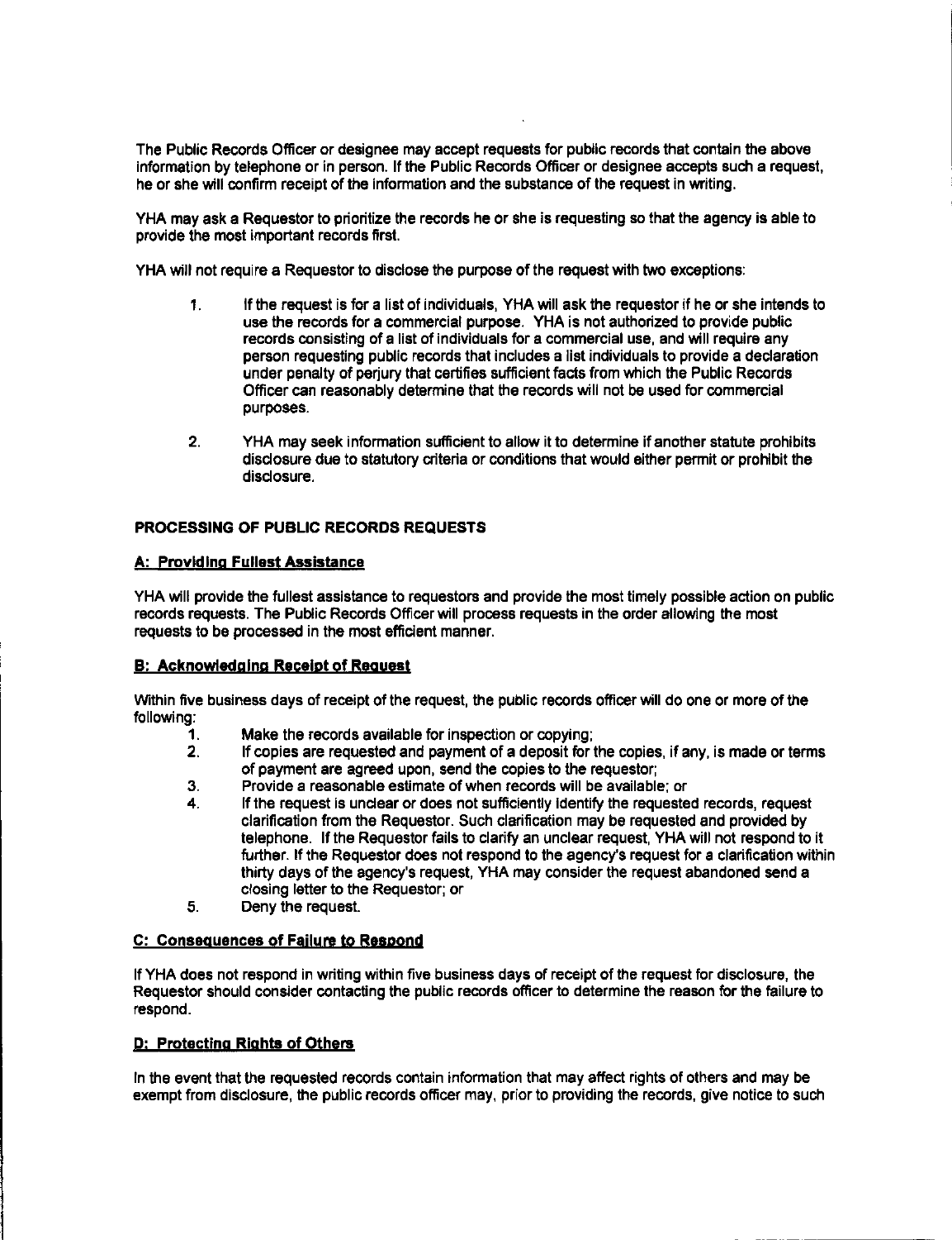The Public Records Officer or designee may accept requests for public records that contain the above information by telephone or in person. If the Public Records Officer or designee accepts such a request, he or she will confirm receipt of the information and the substance of the request in writing.

YHA may ask a Requestor to prioritize the records he or she is requesting so that the agency is able to provide the most important records first.

YHA will not require a Requestor to disclose the purpose of the request with two exceptions:

1. If the request is for a list of individuals, YHA will ask the requestor if he or she intends to use the records for a commercial purpose. YHA is not authorized to provide public records consisting of a list of individuals for a commercial use, and will require any person requesting public records that includes a list individuals to provide a declaration under penalty of perjury that certifies sufficient facts from which the Public Records Officer can reasonably determine that the records will not be used for commercial purposes.

2. YHA may seek information sufficient to allow it to determine if another statute prohibits disclosure due to statutory criteria or conditions that would either permit or prohibit the disclosure.

**PROCESSING OF PUBLIC RECORDS REQUESTS**

**A: Providing Fullest Assistance**

YHA will provide the fullest assistance to requestors and provide the most timely possible action on public records requests. The Public Records Officer will process requests in the order allowing the most requests to be processed in the most efficient manner.

**B: Acknowledging Receipt of Request**

Within five business days of receipt of the request, the public records officer will do one or more of the following:

1. Make the records available for inspection or copying;
2. If copies are requested and payment of a deposit for the copies, if any, is made or terms of payment are agreed upon, send the copies to the requestor;
3. Provide a reasonable estimate of when records will be available; or
4. If the request is unclear or does not sufficiently identify the requested records, request clarification from the Requestor. Such clarification may be requested and provided by telephone. If the Requestor fails to clarify an unclear request, YHA will not respond to it further. If the Requestor does not respond to the agency's request for a clarification within thirty days of the agency's request, YHA may consider the request abandoned send a closing letter to the Requestor; or
5. Deny the request.

**C: Consequences of Failure to Respond**

If YHA does not respond in writing within five business days of receipt of the request for disclosure, the Requestor should consider contacting the public records officer to determine the reason for the failure to respond.

**D: Protecting Rights of Others**

In the event that the requested records contain information that may affect rights of others and may be exempt from disclosure, the public records officer may, prior to providing the records, give notice to such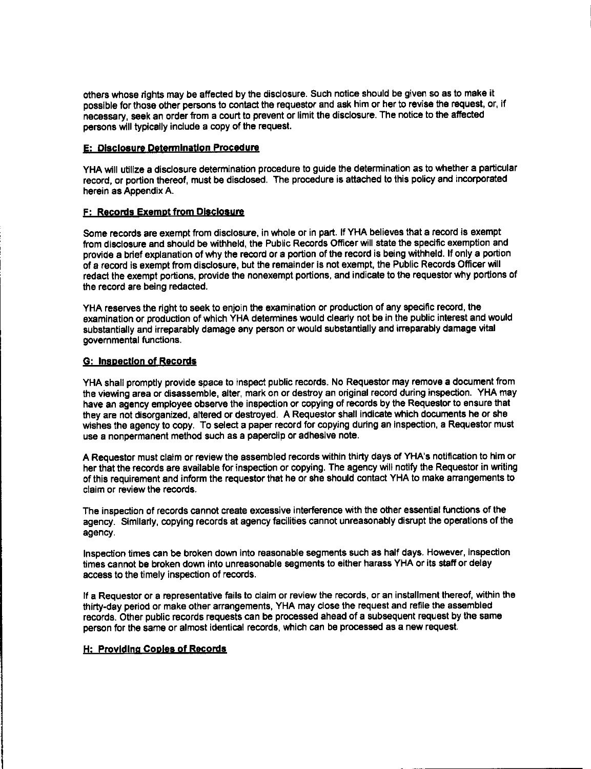others whose rights may be affected by the disclosure. Such notice should be given so as to make it possible for those other persons to contact the requestor and ask him or her to revise the request, or, if necessary, seek an order from a court to prevent or limit the disclosure. The notice to the affected persons will typically include a copy of the request.

## E: Disclosure Determination Procedure

YHA will utilize a disclosure determination procedure to guide the determination as to whether a particular record, or portion thereof, must be disclosed. The procedure is attached to this policy and incorporated herein as Appendix A.

## F: Records Exempt from Disclosure

Some records are exempt from disclosure, in whole or in part. If YHA believes that a record is exempt from disclosure and should be withheld, the Public Records Officer will state the specific exemption and provide a brief explanation of why the record or a portion of the record is being withheld. If only a portion of a record is exempt from disclosure, but the remainder is not exempt, the Public Records Officer will redact the exempt portions, provide the nonexempt portions, and indicate to the requestor why portions of the record are being redacted.

YHA reserves the right to seek to enjoin the examination or production of any specific record, the examination or production of which YHA determines would clearly not be in the public interest and would substantially and irreparably damage any person or would substantially and irreparably damage vital governmental functions.

## G: Inspection of Records

YHA shall promptly provide space to inspect public records. No Requestor may remove a document from the viewing area or disassemble, alter, mark on or destroy an original record during inspection. YHA may have an agency employee observe the inspection or copying of records by the Requestor to ensure that they are not disorganized, altered or destroyed. A Requestor shall indicate which documents he or she wishes the agency to copy. To select a paper record for copying during an inspection, a Requestor must use a nonpermanent method such as a paperclip or adhesive note.

A Requestor must claim or review the assembled records within thirty days of YHA's notification to him or her that the records are available for inspection or copying. The agency will notify the Requestor in writing of this requirement and inform the requestor that he or she should contact YHA to make arrangements to claim or review the records.

The inspection of records cannot create excessive interference with the other essential functions of the agency. Similarly, copying records at agency facilities cannot unreasonably disrupt the operations of the agency.

Inspection times can be broken down into reasonable segments such as half days. However, inspection times cannot be broken down into unreasonable segments to either harass YHA or its staff or delay access to the timely inspection of records.

If a Requestor or a representative fails to claim or review the records, or an installment thereof, within the thirty-day period or make other arrangements, YHA may close the request and refile the assembled records. Other public records requests can be processed ahead of a subsequent request by the same person for the same or almost identical records, which can be processed as a new request.

## H: Providing Copies of Records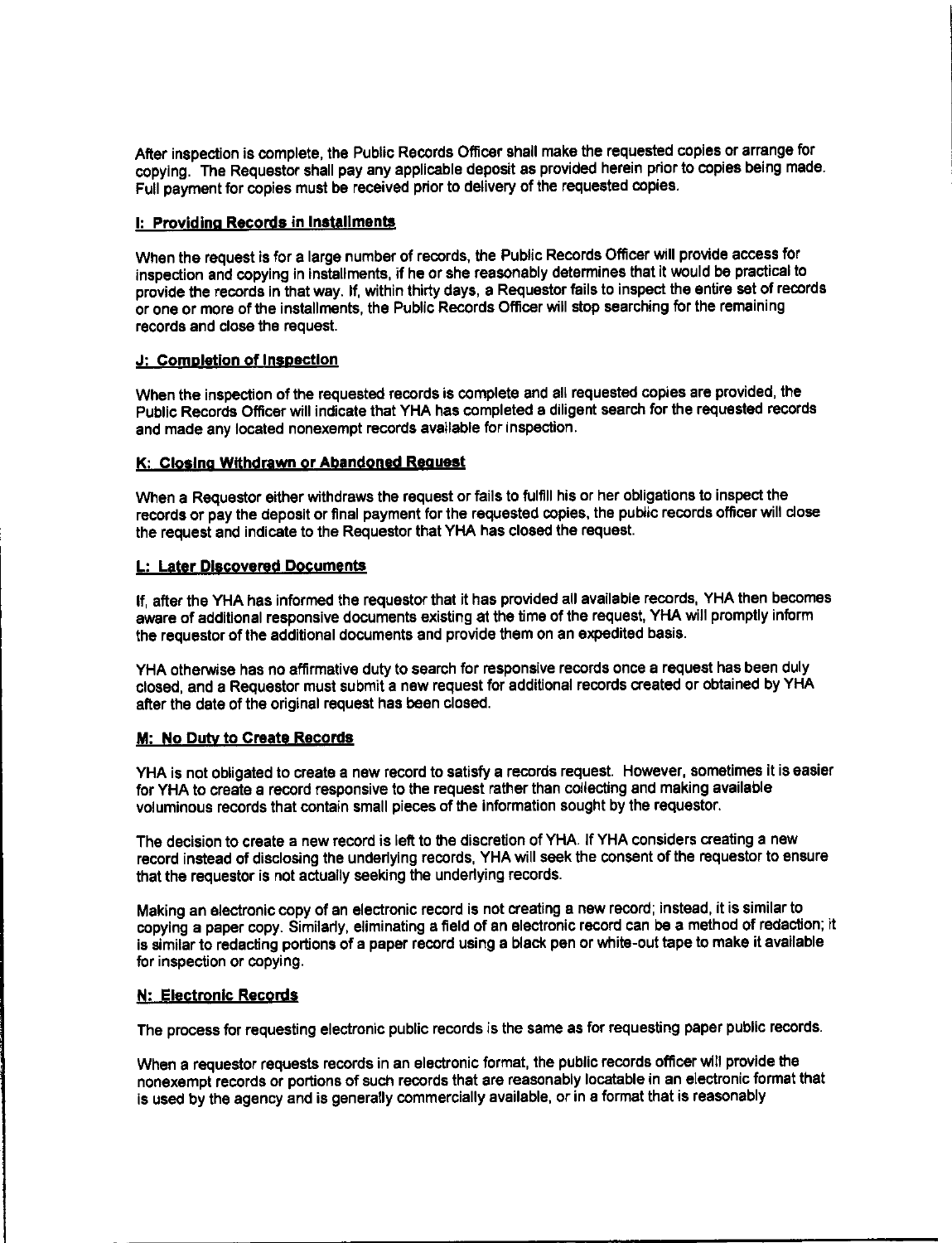After inspection is complete, the Public Records Officer shall make the requested copies or arrange for copying. The Requestor shall pay any applicable deposit as provided herein prior to copies being made. Full payment for copies must be received prior to delivery of the requested copies.

**I: Providing Records in Installments**

When the request is for a large number of records, the Public Records Officer will provide access for inspection and copying in installments, if he or she reasonably determines that it would be practical to provide the records in that way. If, within thirty days, a Requestor fails to inspect the entire set of records or one or more of the installments, the Public Records Officer will stop searching for the remaining records and close the request.

**J: Completion of Inspection**

When the inspection of the requested records is complete and all requested copies are provided, the Public Records Officer will indicate that YHA has completed a diligent search for the requested records and made any located nonexempt records available for inspection.

**K: Closing Withdrawn or Abandoned Request**

When a Requestor either withdraws the request or fails to fulfill his or her obligations to inspect the records or pay the deposit or final payment for the requested copies, the public records officer will close the request and indicate to the Requestor that YHA has closed the request.

**L: Later Discovered Documents**

If, after the YHA has informed the requestor that it has provided all available records, YHA then becomes aware of additional responsive documents existing at the time of the request, YHA will promptly inform the requestor of the additional documents and provide them on an expedited basis.

YHA otherwise has no affirmative duty to search for responsive records once a request has been duly closed, and a Requestor must submit a new request for additional records created or obtained by YHA after the date of the original request has been closed.

**M: No Duty to Create Records**

YHA is not obligated to create a new record to satisfy a records request. However, sometimes it is easier for YHA to create a record responsive to the request rather than collecting and making available voluminous records that contain small pieces of the information sought by the requestor.

The decision to create a new record is left to the discretion of YHA. If YHA considers creating a new record instead of disclosing the underlying records, YHA will seek the consent of the requestor to ensure that the requestor is not actually seeking the underlying records.

Making an electronic copy of an electronic record is not creating a new record; instead, it is similar to copying a paper copy. Similarly, eliminating a field of an electronic record can be a method of redaction; it is similar to redacting portions of a paper record using a black pen or white-out tape to make it available for inspection or copying.

**N: Electronic Records**

The process for requesting electronic public records is the same as for requesting paper public records.

When a requestor requests records in an electronic format, the public records officer will provide the nonexempt records or portions of such records that are reasonably locatable in an electronic format that is used by the agency and is generally commercially available, or in a format that is reasonably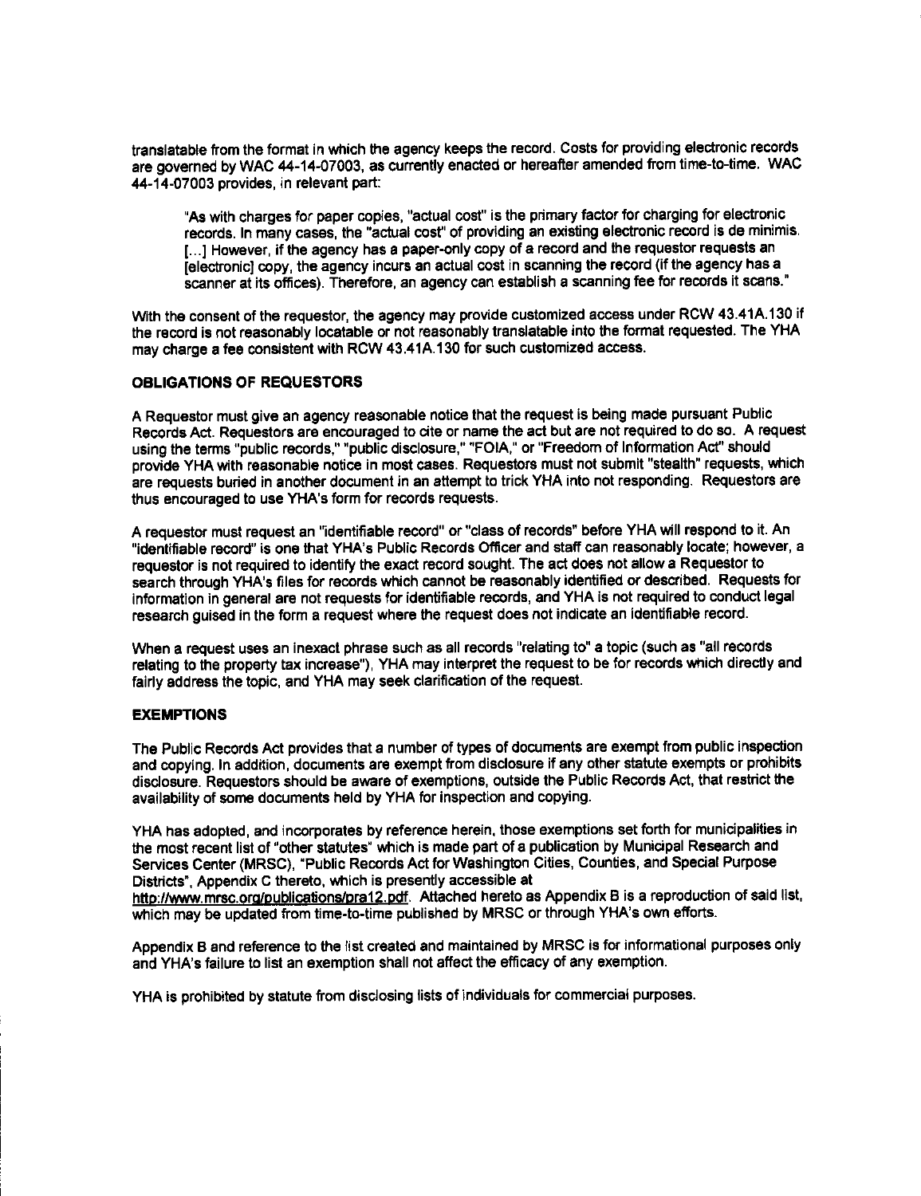translatable from the format in which the agency keeps the record. Costs for providing electronic records are governed by WAC 44-14-07003, as currently enacted or hereafter amended from time-to-time. WAC 44-14-07003 provides, in relevant part:

> "As with charges for paper copies, "actual cost" is the primary factor for charging for electronic records. In many cases, the "actual cost" of providing an existing electronic record is de minimis. [...] However, if the agency has a paper-only copy of a record and the requestor requests an [electronic] copy, the agency incurs an actual cost in scanning the record (if the agency has a scanner at its offices). Therefore, an agency can establish a scanning fee for records it scans."

With the consent of the requestor, the agency may provide customized access under RCW 43.41A.130 if the record is not reasonably locatable or not reasonably translatable into the format requested. The YHA may charge a fee consistent with RCW 43.41A.130 for such customized access.

**OBLIGATIONS OF REQUESTORS**

A Requestor must give an agency reasonable notice that the request is being made pursuant Public Records Act. Requestors are encouraged to cite or name the act but are not required to do so. A request using the terms "public records," "public disclosure," "FOIA," or "Freedom of Information Act" should provide YHA with reasonable notice in most cases. Requestors must not submit "stealth" requests, which are requests buried in another document in an attempt to trick YHA into not responding. Requestors are thus encouraged to use YHA's form for records requests.

A requestor must request an "identifiable record" or "class of records" before YHA will respond to it. An "identifiable record" is one that YHA's Public Records Officer and staff can reasonably locate; however, a requestor is not required to identify the exact record sought. The act does not allow a Requestor to search through YHA's files for records which cannot be reasonably identified or described. Requests for information in general are not requests for identifiable records, and YHA is not required to conduct legal research guised in the form a request where the request does not indicate an identifiable record.

When a request uses an inexact phrase such as all records "relating to" a topic (such as "all records relating to the property tax increase"), YHA may interpret the request to be for records which directly and fairly address the topic, and YHA may seek clarification of the request.

**EXEMPTIONS**

The Public Records Act provides that a number of types of documents are exempt from public inspection and copying. In addition, documents are exempt from disclosure if any other statute exempts or prohibits disclosure. Requestors should be aware of exemptions, outside the Public Records Act, that restrict the availability of some documents held by YHA for inspection and copying.

YHA has adopted, and incorporates by reference herein, those exemptions set forth for municipalities in the most recent list of "other statutes" which is made part of a publication by Municipal Research and Services Center (MRSC), "Public Records Act for Washington Cities, Counties, and Special Purpose Districts", Appendix C thereto, which is presently accessible at http://www.mrsc.org/publications/pra12.pdf. Attached hereto as Appendix B is a reproduction of said list, which may be updated from time-to-time published by MRSC or through YHA's own efforts.

Appendix B and reference to the list created and maintained by MRSC is for informational purposes only and YHA's failure to list an exemption shall not affect the efficacy of any exemption.

YHA is prohibited by statute from disclosing lists of individuals for commercial purposes.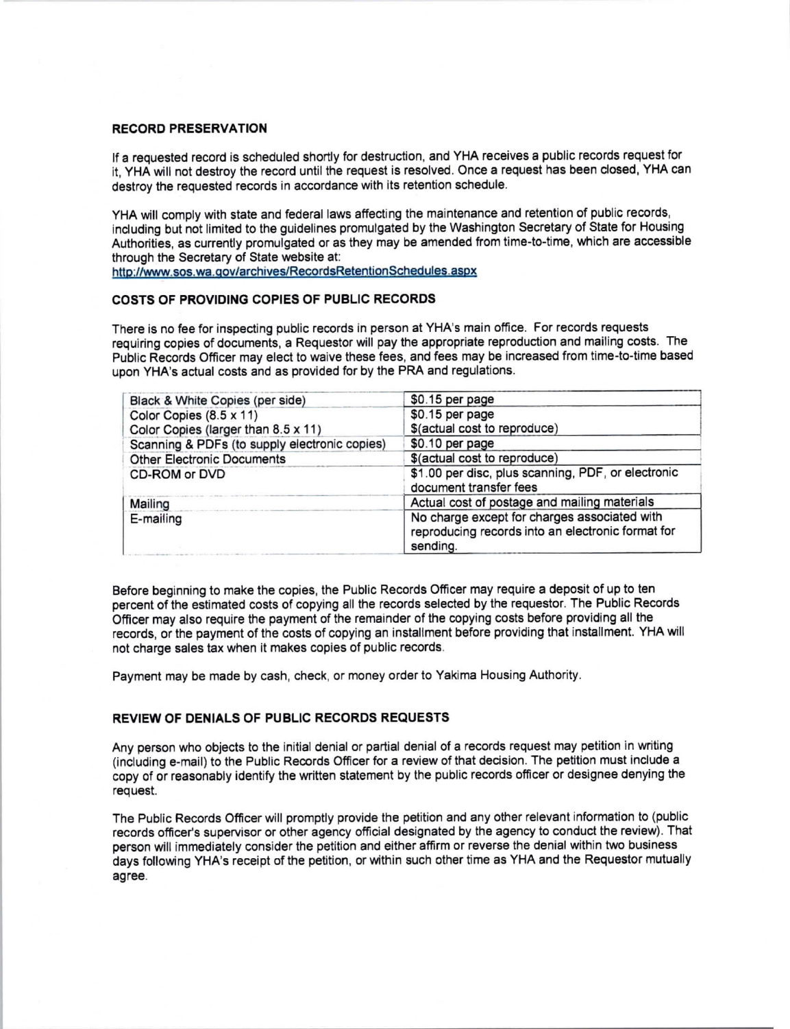### RECORD PRESERVATION

If a requested record is scheduled shortly for destruction, and YHA receives a public records request for it, YHA will not destroy the record until the request is resolved. Once a request has been closed, YHA can destroy the requested records in accordance with its retention schedule.

YHA will comply with state and federal laws affecting the maintenance and retention of public records, including but not limited to the guidelines promulgated by the Washington Secretary of State for Housing Authorities, as currently promulgated or as they may be amended from time-to-time, which are accessible through the Secretary of State website at:
http://www.sos.wa.gov/archives/RecordsRetentionSchedules.aspx

### COSTS OF PROVIDING COPIES OF PUBLIC RECORDS

There is no fee for inspecting public records in person at YHA's main office. For records requests requiring copies of documents, a Requestor will pay the appropriate reproduction and mailing costs. The Public Records Officer may elect to waive these fees, and fees may be increased from time-to-time based upon YHA's actual costs and as provided for by the PRA and regulations.

| | |
|---|---|
| Black & White Copies (per side) | $0.15 per page |
| Color Copies (8.5 x 11)<br>Color Copies (larger than 8.5 x 11) | $0.15 per page<br>$(actual cost to reproduce) |
| Scanning & PDFs (to supply electronic copies) | $0.10 per page |
| Other Electronic Documents | $(actual cost to reproduce) |
| CD-ROM or DVD | $1.00 per disc, plus scanning, PDF, or electronic document transfer fees |
| Mailing | Actual cost of postage and mailing materials |
| E-mailing | No charge except for charges associated with reproducing records into an electronic format for sending. |

Before beginning to make the copies, the Public Records Officer may require a deposit of up to ten percent of the estimated costs of copying all the records selected by the requestor. The Public Records Officer may also require the payment of the remainder of the copying costs before providing all the records, or the payment of the costs of copying an installment before providing that installment. YHA will not charge sales tax when it makes copies of public records.

Payment may be made by cash, check, or money order to Yakima Housing Authority.

### REVIEW OF DENIALS OF PUBLIC RECORDS REQUESTS

Any person who objects to the initial denial or partial denial of a records request may petition in writing (including e-mail) to the Public Records Officer for a review of that decision. The petition must include a copy of or reasonably identify the written statement by the public records officer or designee denying the request.

The Public Records Officer will promptly provide the petition and any other relevant information to (public records officer's supervisor or other agency official designated by the agency to conduct the review). That person will immediately consider the petition and either affirm or reverse the denial within two business days following YHA's receipt of the petition, or within such other time as YHA and the Requestor mutually agree.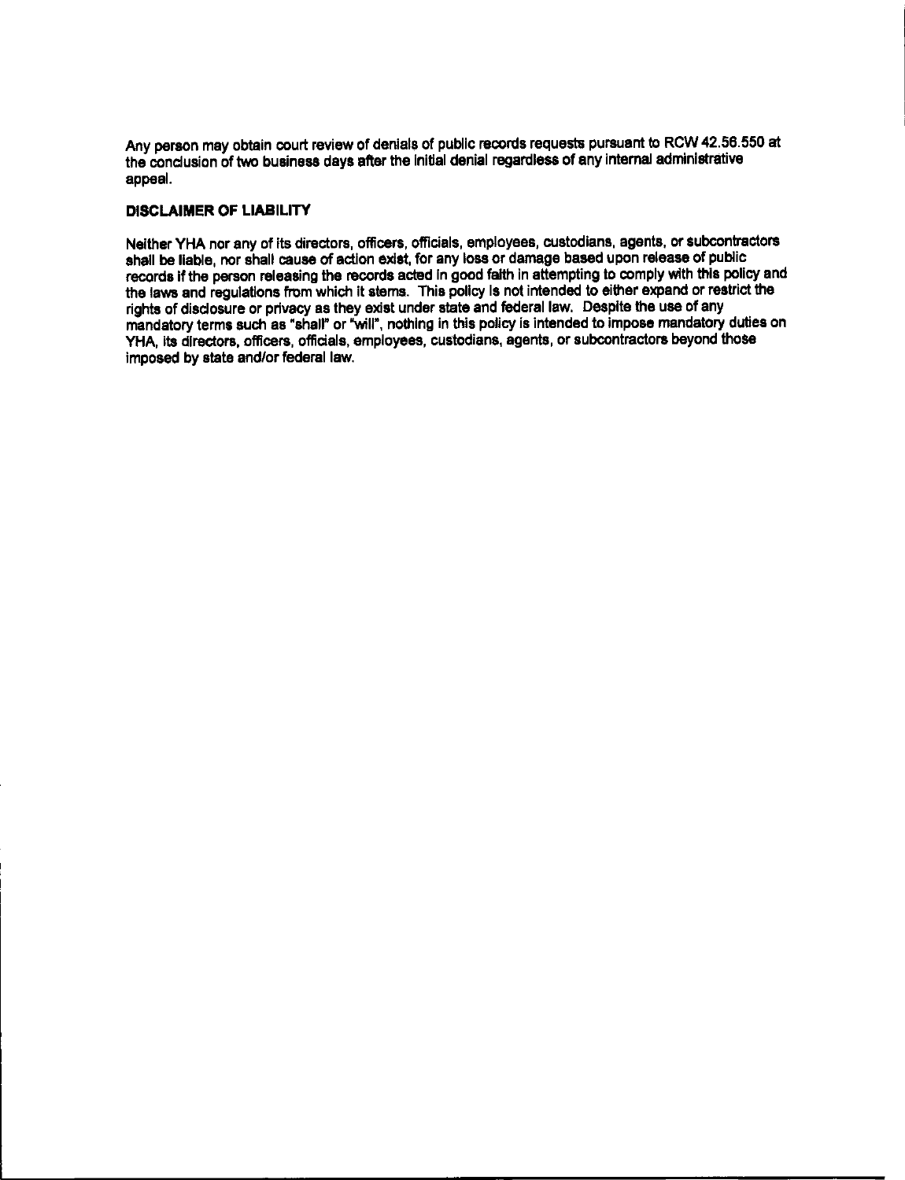Any person may obtain court review of denials of public records requests pursuant to RCW 42.56.550 at the conclusion of two business days after the initial denial regardless of any internal administrative appeal.

**DISCLAIMER OF LIABILITY**

Neither YHA nor any of its directors, officers, officials, employees, custodians, agents, or subcontractors shall be liable, nor shall cause of action exist, for any loss or damage based upon release of public records if the person releasing the records acted in good faith in attempting to comply with this policy and the laws and regulations from which it stems. This policy is not intended to either expand or restrict the rights of disclosure or privacy as they exist under state and federal law. Despite the use of any mandatory terms such as "shall" or "will", nothing in this policy is intended to impose mandatory duties on YHA, its directors, officers, officials, employees, custodians, agents, or subcontractors beyond those imposed by state and/or federal law.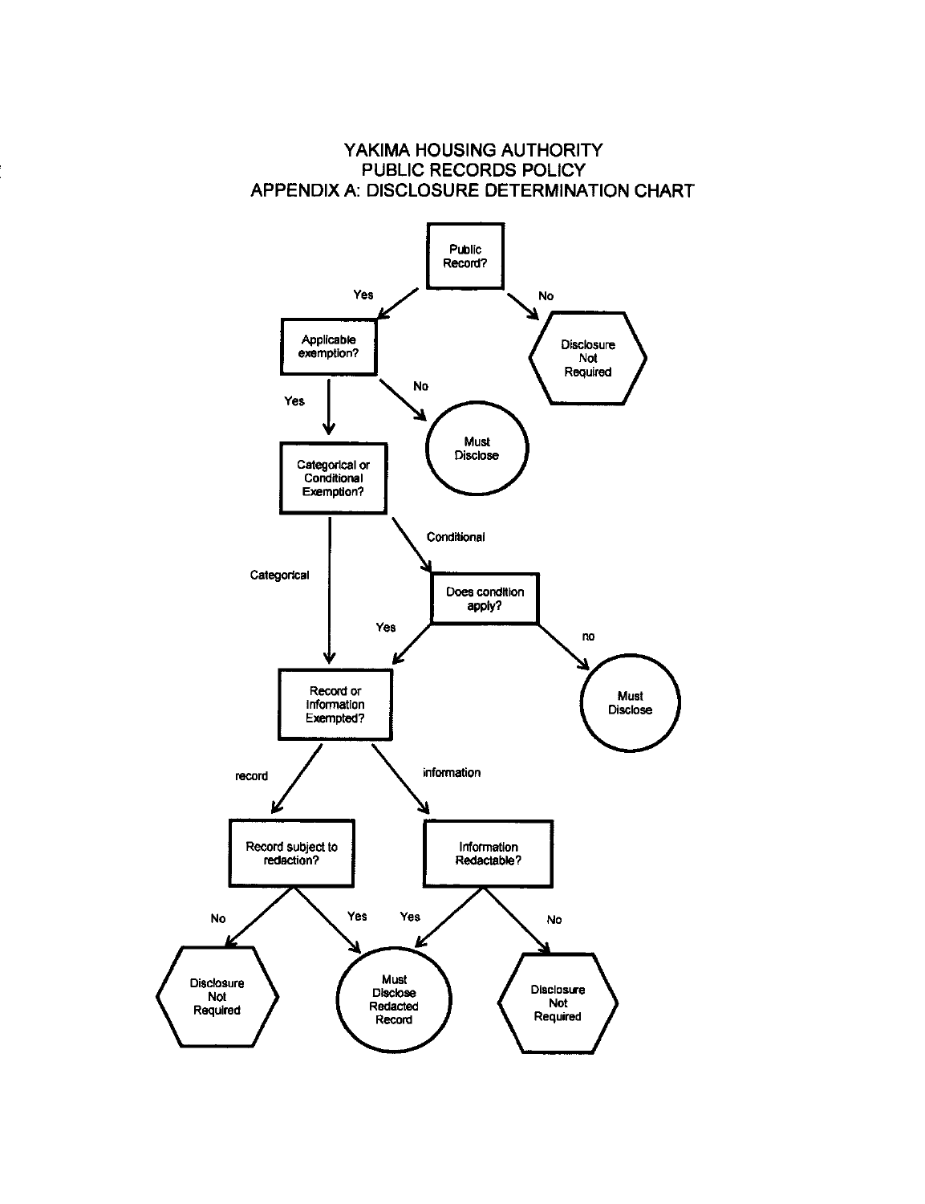# YAKIMA HOUSING AUTHORITY
## PUBLIC RECORDS POLICY
## APPENDIX A: DISCLOSURE DETERMINATION CHART

Public Record?

- No → Disclosure Not Required
- Yes → Applicable exemption?
  - No → Must Disclose
  - Yes → Categorical or Conditional Exemption?
    - Conditional → Does condition apply?
      - no → Must Disclose
      - Yes → Record or Information Exempted?
    - Categorical → Record or Information Exempted?
      - record → Record subject to redaction?
        - No → Disclosure Not Required
        - Yes → Must Disclose Redacted Record
      - information → Information Redactable?
        - Yes → Must Disclose Redacted Record
        - No → Disclosure Not Required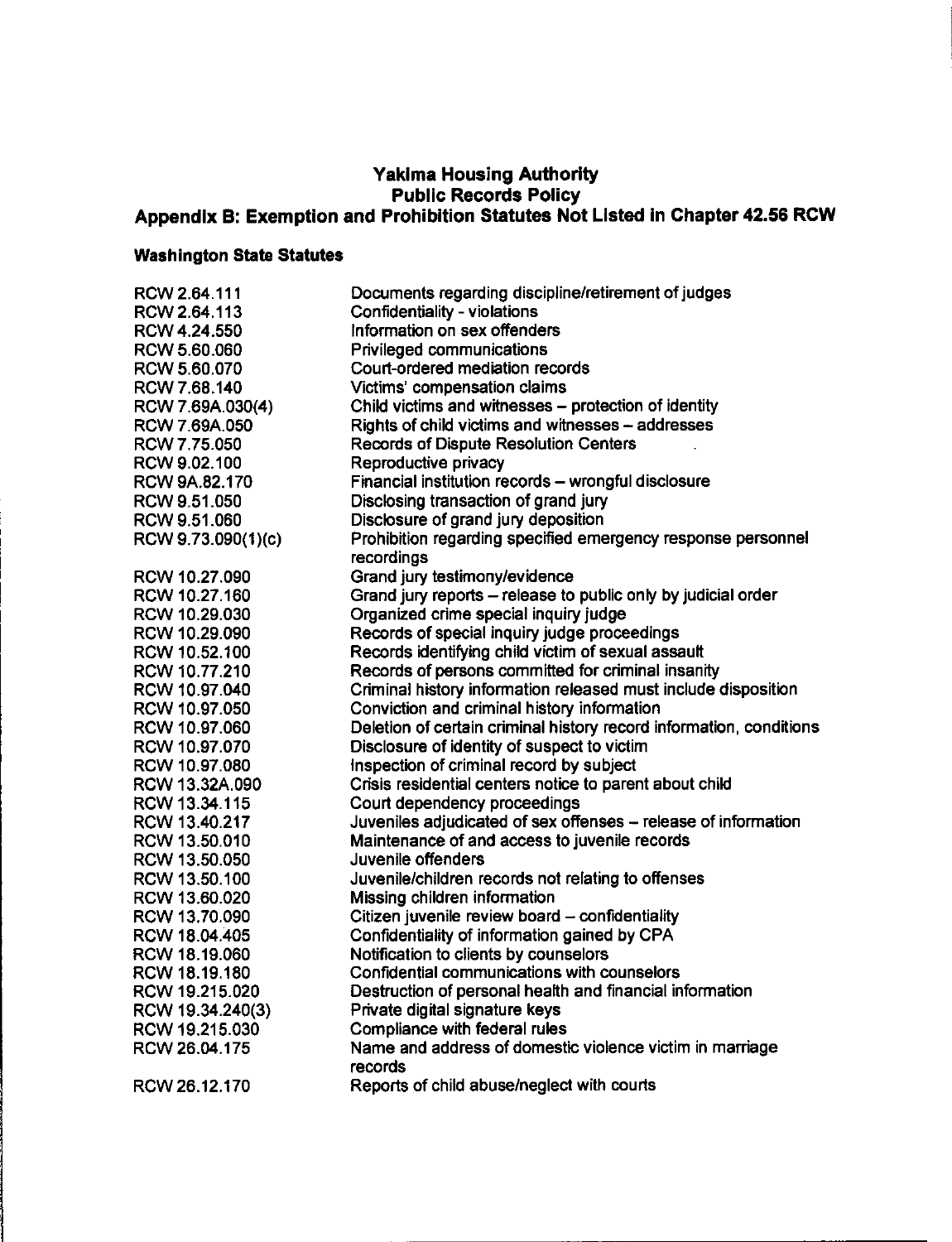# Yakima Housing Authority
## Public Records Policy
## Appendix B: Exemption and Prohibition Statutes Not Listed in Chapter 42.56 RCW

### Washington State Statutes

| | |
|---|---|
| RCW 2.64.111 | Documents regarding discipline/retirement of judges |
| RCW 2.64.113 | Confidentiality - violations |
| RCW 4.24.550 | Information on sex offenders |
| RCW 5.60.060 | Privileged communications |
| RCW 5.60.070 | Court-ordered mediation records |
| RCW 7.68.140 | Victims' compensation claims |
| RCW 7.69A.030(4) | Child victims and witnesses – protection of identity |
| RCW 7.69A.050 | Rights of child victims and witnesses – addresses |
| RCW 7.75.050 | Records of Dispute Resolution Centers |
| RCW 9.02.100 | Reproductive privacy |
| RCW 9A.82.170 | Financial institution records – wrongful disclosure |
| RCW 9.51.050 | Disclosing transaction of grand jury |
| RCW 9.51.060 | Disclosure of grand jury deposition |
| RCW 9.73.090(1)(c) | Prohibition regarding specified emergency response personnel recordings |
| RCW 10.27.090 | Grand jury testimony/evidence |
| RCW 10.27.160 | Grand jury reports – release to public only by judicial order |
| RCW 10.29.030 | Organized crime special inquiry judge |
| RCW 10.29.090 | Records of special inquiry judge proceedings |
| RCW 10.52.100 | Records identifying child victim of sexual assault |
| RCW 10.77.210 | Records of persons committed for criminal insanity |
| RCW 10.97.040 | Criminal history information released must include disposition |
| RCW 10.97.050 | Conviction and criminal history information |
| RCW 10.97.060 | Deletion of certain criminal history record information, conditions |
| RCW 10.97.070 | Disclosure of identity of suspect to victim |
| RCW 10.97.080 | Inspection of criminal record by subject |
| RCW 13.32A.090 | Crisis residential centers notice to parent about child |
| RCW 13.34.115 | Court dependency proceedings |
| RCW 13.40.217 | Juveniles adjudicated of sex offenses – release of information |
| RCW 13.50.010 | Maintenance of and access to juvenile records |
| RCW 13.50.050 | Juvenile offenders |
| RCW 13.50.100 | Juvenile/children records not relating to offenses |
| RCW 13.60.020 | Missing children information |
| RCW 13.70.090 | Citizen juvenile review board – confidentiality |
| RCW 18.04.405 | Confidentiality of information gained by CPA |
| RCW 18.19.060 | Notification to clients by counselors |
| RCW 18.19.180 | Confidential communications with counselors |
| RCW 19.215.020 | Destruction of personal health and financial information |
| RCW 19.34.240(3) | Private digital signature keys |
| RCW 19.215.030 | Compliance with federal rules |
| RCW 26.04.175 | Name and address of domestic violence victim in marriage records |
| RCW 26.12.170 | Reports of child abuse/neglect with courts |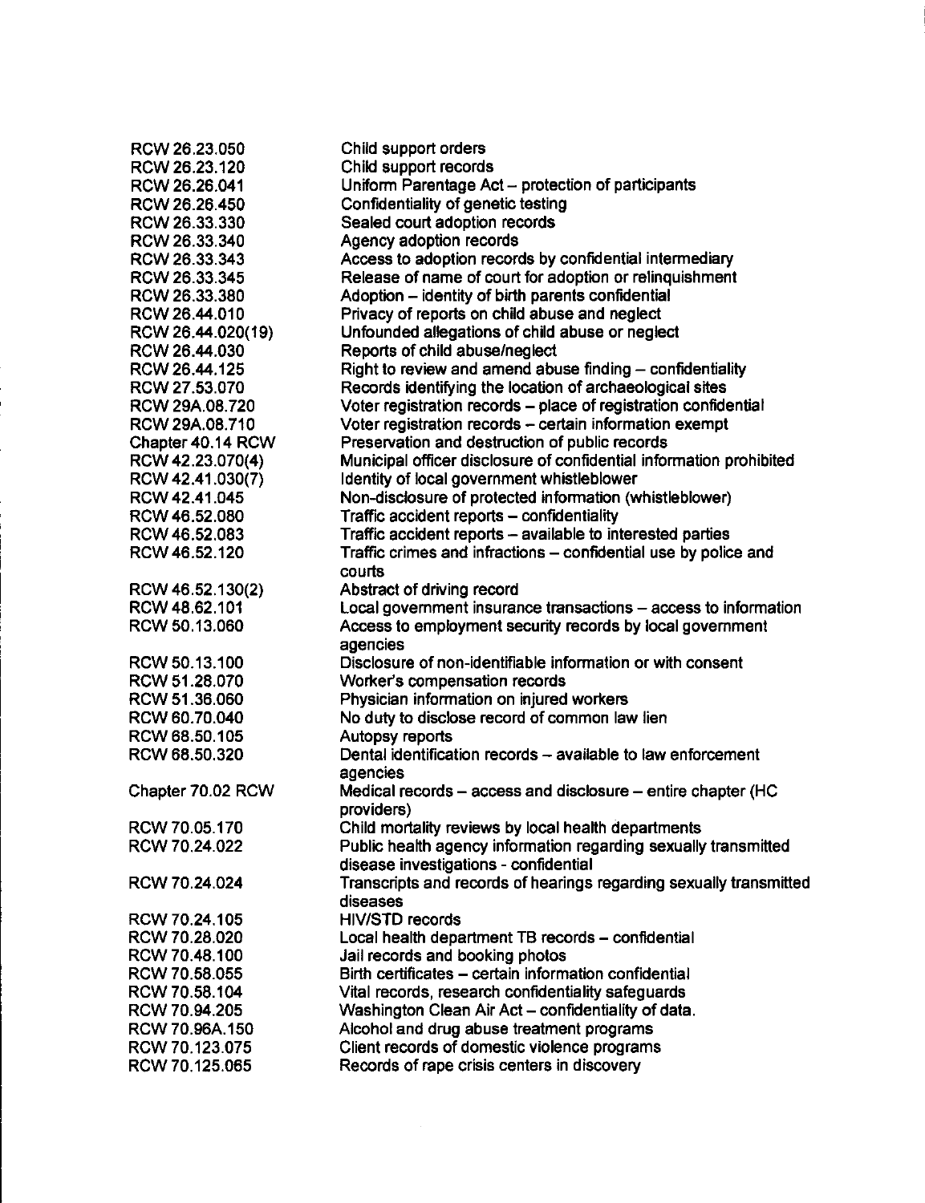| | |
|---|---|
| RCW 26.23.050 | Child support orders |
| RCW 26.23.120 | Child support records |
| RCW 26.26.041 | Uniform Parentage Act – protection of participants |
| RCW 26.26.450 | Confidentiality of genetic testing |
| RCW 26.33.330 | Sealed court adoption records |
| RCW 26.33.340 | Agency adoption records |
| RCW 26.33.343 | Access to adoption records by confidential intermediary |
| RCW 26.33.345 | Release of name of court for adoption or relinquishment |
| RCW 26.33.380 | Adoption – identity of birth parents confidential |
| RCW 26.44.010 | Privacy of reports on child abuse and neglect |
| RCW 26.44.020(19) | Unfounded allegations of child abuse or neglect |
| RCW 26.44.030 | Reports of child abuse/neglect |
| RCW 26.44.125 | Right to review and amend abuse finding – confidentiality |
| RCW 27.53.070 | Records identifying the location of archaeological sites |
| RCW 29A.08.720 | Voter registration records – place of registration confidential |
| RCW 29A.08.710 | Voter registration records – certain information exempt |
| Chapter 40.14 RCW | Preservation and destruction of public records |
| RCW 42.23.070(4) | Municipal officer disclosure of confidential information prohibited |
| RCW 42.41.030(7) | Identity of local government whistleblower |
| RCW 42.41.045 | Non-disclosure of protected information (whistleblower) |
| RCW 46.52.080 | Traffic accident reports – confidentiality |
| RCW 46.52.083 | Traffic accident reports – available to interested parties |
| RCW 46.52.120 | Traffic crimes and infractions – confidential use by police and courts |
| RCW 46.52.130(2) | Abstract of driving record |
| RCW 48.62.101 | Local government insurance transactions – access to information |
| RCW 50.13.060 | Access to employment security records by local government agencies |
| RCW 50.13.100 | Disclosure of non-identifiable information or with consent |
| RCW 51.28.070 | Worker's compensation records |
| RCW 51.36.060 | Physician information on injured workers |
| RCW 60.70.040 | No duty to disclose record of common law lien |
| RCW 68.50.105 | Autopsy reports |
| RCW 68.50.320 | Dental identification records – available to law enforcement agencies |
| Chapter 70.02 RCW | Medical records – access and disclosure – entire chapter (HC providers) |
| RCW 70.05.170 | Child mortality reviews by local health departments |
| RCW 70.24.022 | Public health agency information regarding sexually transmitted disease investigations - confidential |
| RCW 70.24.024 | Transcripts and records of hearings regarding sexually transmitted diseases |
| RCW 70.24.105 | HIV/STD records |
| RCW 70.28.020 | Local health department TB records – confidential |
| RCW 70.48.100 | Jail records and booking photos |
| RCW 70.58.055 | Birth certificates – certain information confidential |
| RCW 70.58.104 | Vital records, research confidentiality safeguards |
| RCW 70.94.205 | Washington Clean Air Act – confidentiality of data. |
| RCW 70.96A.150 | Alcohol and drug abuse treatment programs |
| RCW 70.123.075 | Client records of domestic violence programs |
| RCW 70.125.065 | Records of rape crisis centers in discovery |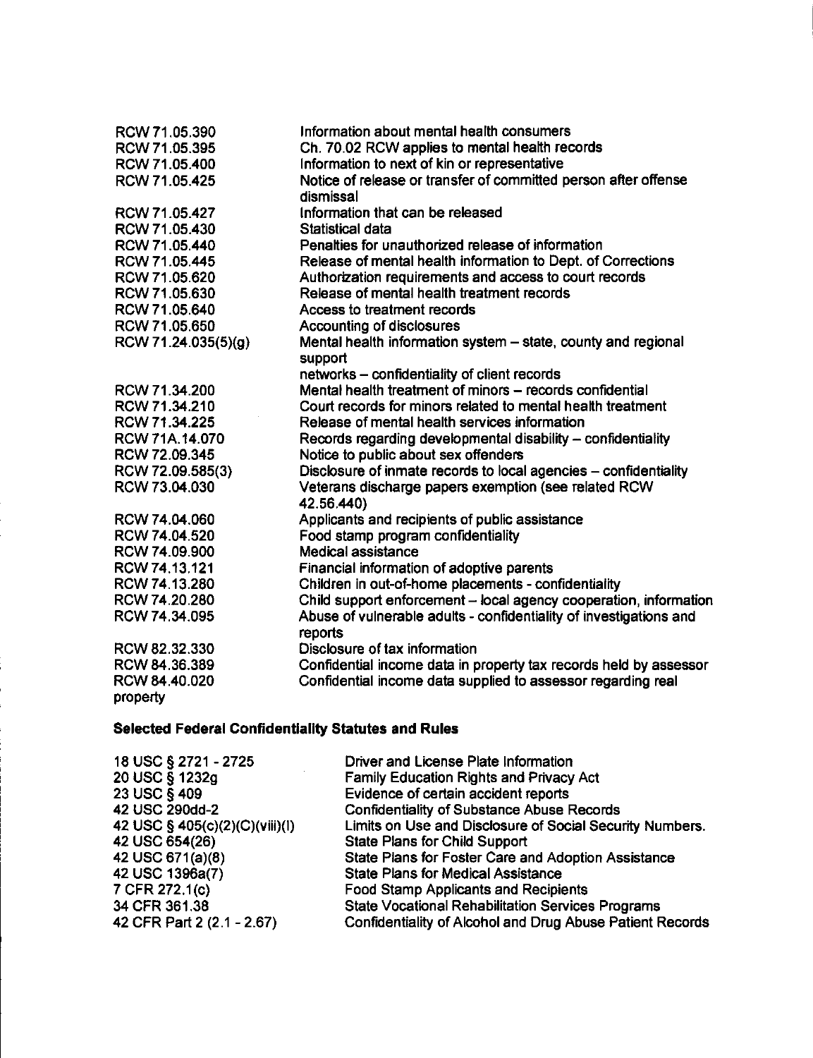| | |
|---|---|
| RCW 71.05.390 | Information about mental health consumers |
| RCW 71.05.395 | Ch. 70.02 RCW applies to mental health records |
| RCW 71.05.400 | Information to next of kin or representative |
| RCW 71.05.425 | Notice of release or transfer of committed person after offense dismissal |
| RCW 71.05.427 | Information that can be released |
| RCW 71.05.430 | Statistical data |
| RCW 71.05.440 | Penalties for unauthorized release of information |
| RCW 71.05.445 | Release of mental health information to Dept. of Corrections |
| RCW 71.05.620 | Authorization requirements and access to court records |
| RCW 71.05.630 | Release of mental health treatment records |
| RCW 71.05.640 | Access to treatment records |
| RCW 71.05.650 | Accounting of disclosures |
| RCW 71.24.035(5)(g) | Mental health information system – state, county and regional support networks – confidentiality of client records |
| RCW 71.34.200 | Mental health treatment of minors – records confidential |
| RCW 71.34.210 | Court records for minors related to mental health treatment |
| RCW 71.34.225 | Release of mental health services information |
| RCW 71A.14.070 | Records regarding developmental disability – confidentiality |
| RCW 72.09.345 | Notice to public about sex offenders |
| RCW 72.09.585(3) | Disclosure of inmate records to local agencies – confidentiality |
| RCW 73.04.030 | Veterans discharge papers exemption (see related RCW 42.56.440) |
| RCW 74.04.060 | Applicants and recipients of public assistance |
| RCW 74.04.520 | Food stamp program confidentiality |
| RCW 74.09.900 | Medical assistance |
| RCW 74.13.121 | Financial information of adoptive parents |
| RCW 74.13.280 | Children in out-of-home placements - confidentiality |
| RCW 74.20.280 | Child support enforcement – local agency cooperation, information |
| RCW 74.34.095 | Abuse of vulnerable adults - confidentiality of investigations and reports |
| RCW 82.32.330 | Disclosure of tax information |
| RCW 84.36.389 | Confidential income data in property tax records held by assessor |
| RCW 84.40.020 | Confidential income data supplied to assessor regarding real property |

**Selected Federal Confidentiality Statutes and Rules**

| | |
|---|---|
| 18 USC § 2721 - 2725 | Driver and License Plate Information |
| 20 USC § 1232g | Family Education Rights and Privacy Act |
| 23 USC § 409 | Evidence of certain accident reports |
| 42 USC 290dd-2 | Confidentiality of Substance Abuse Records |
| 42 USC § 405(c)(2)(C)(viii)(I) | Limits on Use and Disclosure of Social Security Numbers. |
| 42 USC 654(26) | State Plans for Child Support |
| 42 USC 671(a)(8) | State Plans for Foster Care and Adoption Assistance |
| 42 USC 1396a(7) | State Plans for Medical Assistance |
| 7 CFR 272.1(c) | Food Stamp Applicants and Recipients |
| 34 CFR 361.38 | State Vocational Rehabilitation Services Programs |
| 42 CFR Part 2 (2.1 - 2.67) | Confidentiality of Alcohol and Drug Abuse Patient Records |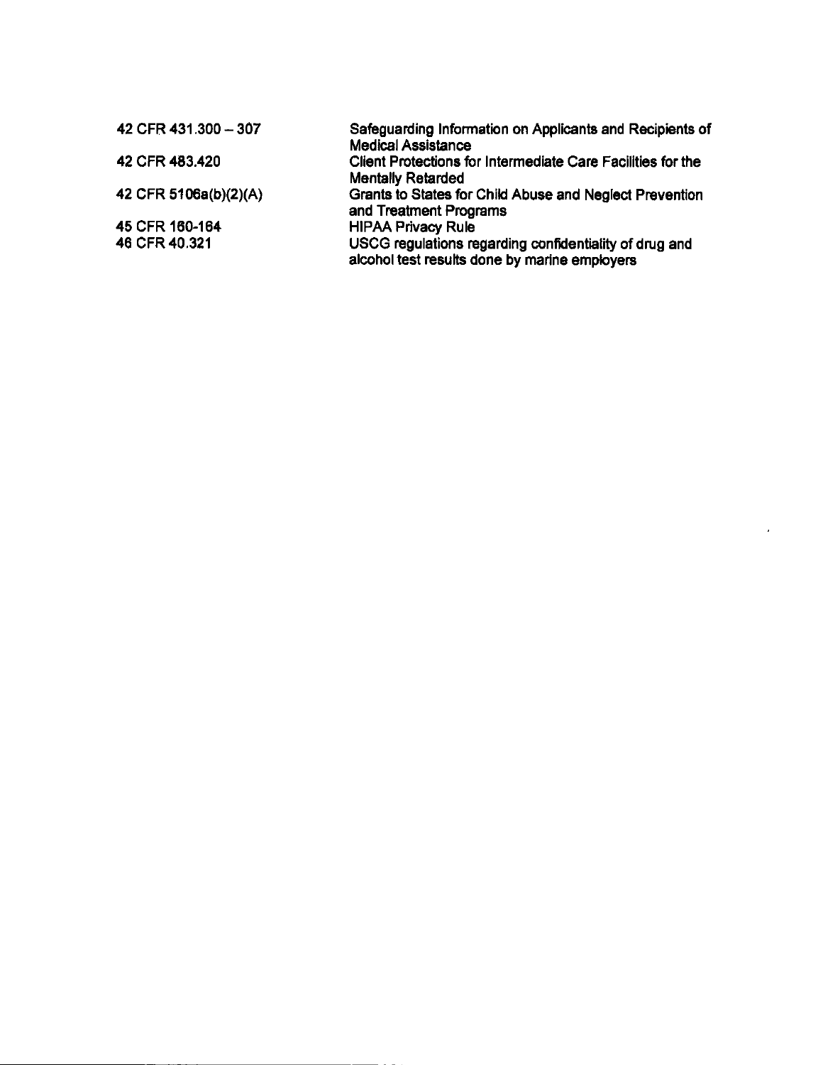| | |
|---|---|
| 42 CFR 431.300 – 307 | Safeguarding Information on Applicants and Recipients of Medical Assistance |
| 42 CFR 483.420 | Client Protections for Intermediate Care Facilities for the Mentally Retarded |
| 42 CFR 5106a(b)(2)(A) | Grants to States for Child Abuse and Neglect Prevention and Treatment Programs |
| 45 CFR 160-164 | HIPAA Privacy Rule |
| 46 CFR 40.321 | USCG regulations regarding confidentiality of drug and alcohol test results done by marine employers |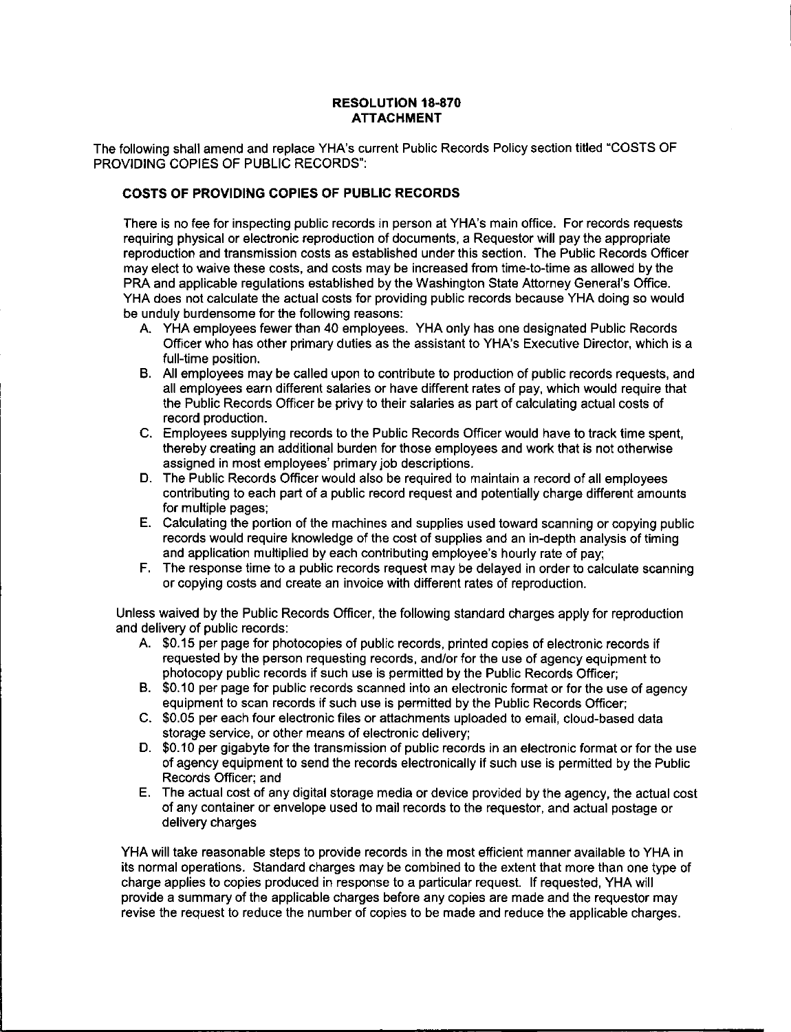**RESOLUTION 18-870**
**ATTACHMENT**

The following shall amend and replace YHA's current Public Records Policy section titled "COSTS OF PROVIDING COPIES OF PUBLIC RECORDS":

### COSTS OF PROVIDING COPIES OF PUBLIC RECORDS

There is no fee for inspecting public records in person at YHA's main office. For records requests requiring physical or electronic reproduction of documents, a Requestor will pay the appropriate reproduction and transmission costs as established under this section. The Public Records Officer may elect to waive these costs, and costs may be increased from time-to-time as allowed by the PRA and applicable regulations established by the Washington State Attorney General's Office. YHA does not calculate the actual costs for providing public records because YHA doing so would be unduly burdensome for the following reasons:

A. YHA employees fewer than 40 employees. YHA only has one designated Public Records Officer who has other primary duties as the assistant to YHA's Executive Director, which is a full-time position.
B. All employees may be called upon to contribute to production of public records requests, and all employees earn different salaries or have different rates of pay, which would require that the Public Records Officer be privy to their salaries as part of calculating actual costs of record production.
C. Employees supplying records to the Public Records Officer would have to track time spent, thereby creating an additional burden for those employees and work that is not otherwise assigned in most employees' primary job descriptions.
D. The Public Records Officer would also be required to maintain a record of all employees contributing to each part of a public record request and potentially charge different amounts for multiple pages;
E. Calculating the portion of the machines and supplies used toward scanning or copying public records would require knowledge of the cost of supplies and an in-depth analysis of timing and application multiplied by each contributing employee's hourly rate of pay;
F. The response time to a public records request may be delayed in order to calculate scanning or copying costs and create an invoice with different rates of reproduction.

Unless waived by the Public Records Officer, the following standard charges apply for reproduction and delivery of public records:

A. $0.15 per page for photocopies of public records, printed copies of electronic records if requested by the person requesting records, and/or for the use of agency equipment to photocopy public records if such use is permitted by the Public Records Officer;
B. $0.10 per page for public records scanned into an electronic format or for the use of agency equipment to scan records if such use is permitted by the Public Records Officer;
C. $0.05 per each four electronic files or attachments uploaded to email, cloud-based data storage service, or other means of electronic delivery;
D. $0.10 per gigabyte for the transmission of public records in an electronic format or for the use of agency equipment to send the records electronically if such use is permitted by the Public Records Officer; and
E. The actual cost of any digital storage media or device provided by the agency, the actual cost of any container or envelope used to mail records to the requestor, and actual postage or delivery charges

YHA will take reasonable steps to provide records in the most efficient manner available to YHA in its normal operations. Standard charges may be combined to the extent that more than one type of charge applies to copies produced in response to a particular request. If requested, YHA will provide a summary of the applicable charges before any copies are made and the requestor may revise the request to reduce the number of copies to be made and reduce the applicable charges.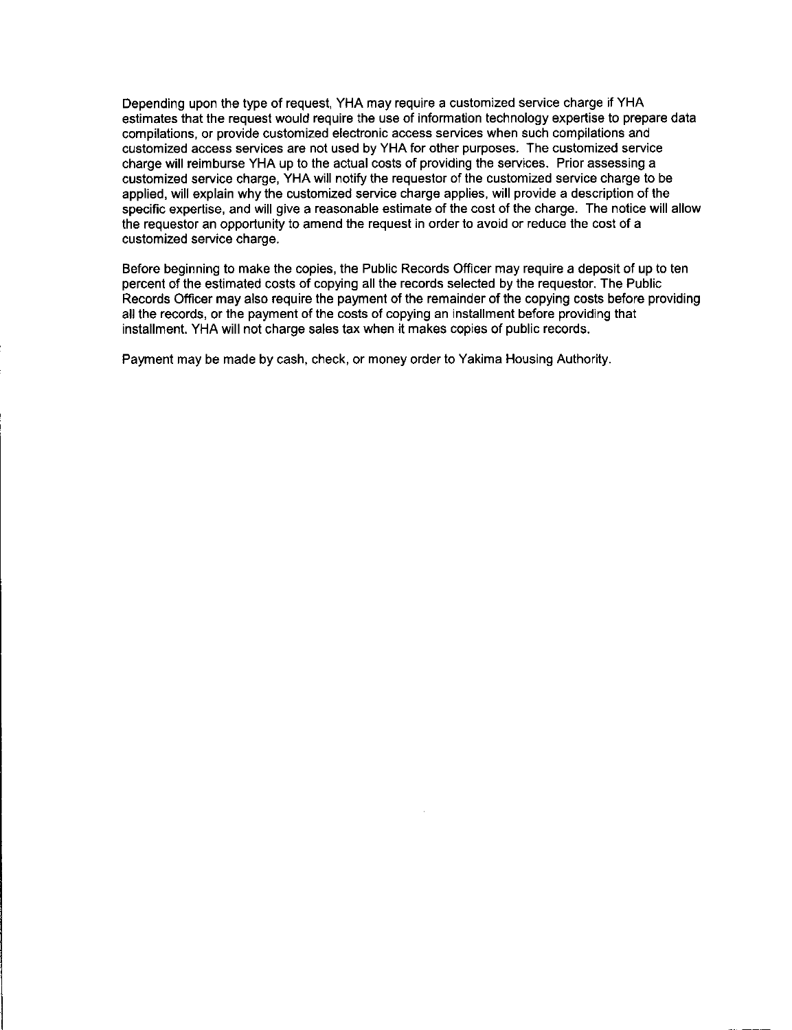Depending upon the type of request, YHA may require a customized service charge if YHA estimates that the request would require the use of information technology expertise to prepare data compilations, or provide customized electronic access services when such compilations and customized access services are not used by YHA for other purposes. The customized service charge will reimburse YHA up to the actual costs of providing the services. Prior assessing a customized service charge, YHA will notify the requestor of the customized service charge to be applied, will explain why the customized service charge applies, will provide a description of the specific expertise, and will give a reasonable estimate of the cost of the charge. The notice will allow the requestor an opportunity to amend the request in order to avoid or reduce the cost of a customized service charge.

Before beginning to make the copies, the Public Records Officer may require a deposit of up to ten percent of the estimated costs of copying all the records selected by the requestor. The Public Records Officer may also require the payment of the remainder of the copying costs before providing all the records, or the payment of the costs of copying an installment before providing that installment. YHA will not charge sales tax when it makes copies of public records.

Payment may be made by cash, check, or money order to Yakima Housing Authority.